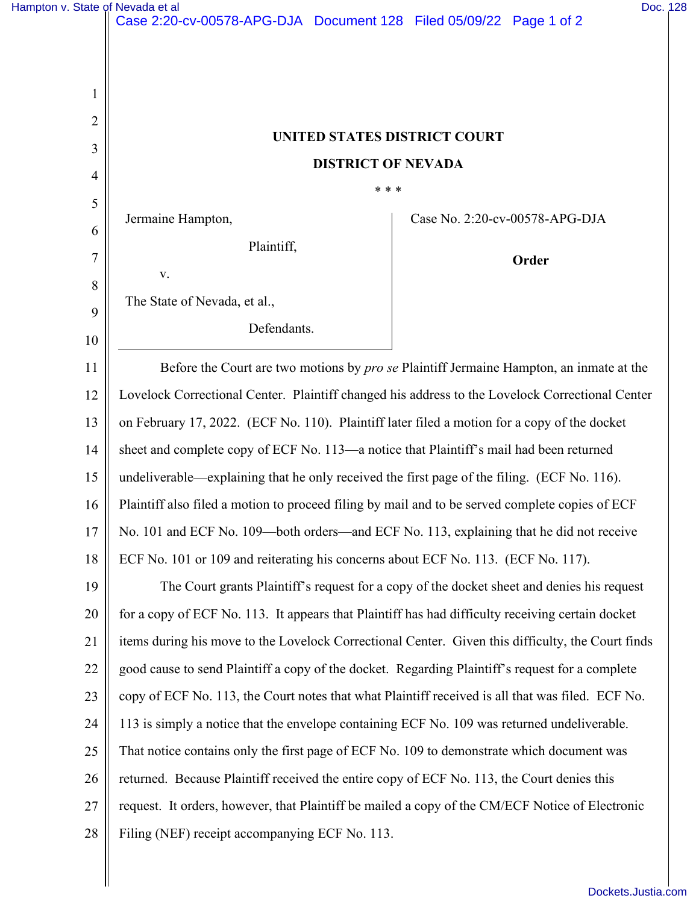UNITED STATES DISTRICT COURT

DISTRICT OF NEVADA

\* \* \*

Jermaine Hampton,

Plaintiff,

v.

The State of Nevada, et al.,

Defendants.

Case No. 2:20-cv-00578-APG-DJA

**Order**

Before the Court are two motions by *pro se* Plaintiff Jermaine Hampton, an inmate at the Lovelock Correctional Center. Plaintiff changed his address to the Lovelock Correctional Center on February 17, 2022. (ECF No. 110). Plaintiff later filed a motion for a copy of the docket sheet and complete copy of ECF No. 113—a notice that Plaintiff's mail had been returned undeliverable—explaining that he only received the first page of the filing. (ECF No. 116). Plaintiff also filed a motion to proceed filing by mail and to be served complete copies of ECF No. 101 and ECF No. 109—both orders—and ECF No. 113, explaining that he did not receive ECF No. 101 or 109 and reiterating his concerns about ECF No. 113. (ECF No. 117).

The Court grants Plaintiff's request for a copy of the docket sheet and denies his request for a copy of ECF No. 113. It appears that Plaintiff has had difficulty receiving certain docket items during his move to the Lovelock Correctional Center. Given this difficulty, the Court finds good cause to send Plaintiff a copy of the docket. Regarding Plaintiff's request for a complete copy of ECF No. 113, the Court notes that what Plaintiff received is all that was filed. ECF No. 113 is simply a notice that the envelope containing ECF No. 109 was returned undeliverable. That notice contains only the first page of ECF No. 109 to demonstrate which document was returned. Because Plaintiff received the entire copy of ECF No. 113, the Court denies this request. It orders, however, that Plaintiff be mailed a copy of the CM/ECF Notice of Electronic Filing (NEF) receipt accompanying ECF No. 113.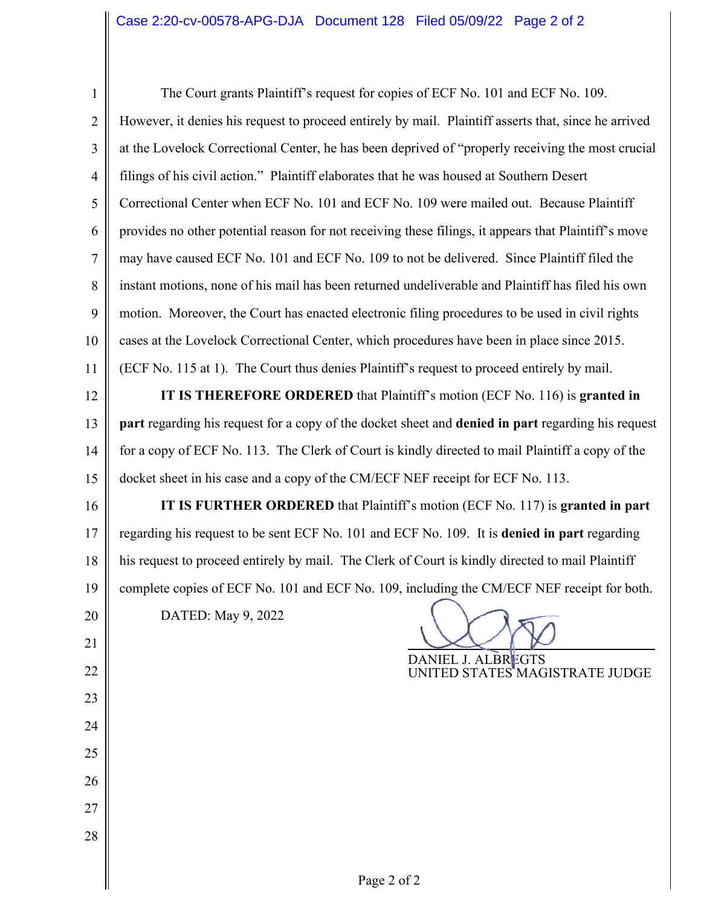The Court grants Plaintiff's request for copies of ECF No. 101 and ECF No. 109. However, it denies his request to proceed entirely by mail. Plaintiff asserts that, since he arrived at the Lovelock Correctional Center, he has been deprived of "properly receiving the most crucial filings of his civil action." Plaintiff elaborates that he was housed at Southern Desert Correctional Center when ECF No. 101 and ECF No. 109 were mailed out. Because Plaintiff provides no other potential reason for not receiving these filings, it appears that Plaintiff's move may have caused ECF No. 101 and ECF No. 109 to not be delivered. Since Plaintiff filed the instant motions, none of his mail has been returned undeliverable and Plaintiff has filed his own motion. Moreover, the Court has enacted electronic filing procedures to be used in civil rights cases at the Lovelock Correctional Center, which procedures have been in place since 2015. (ECF No. 115 at 1). The Court thus denies Plaintiff's request to proceed entirely by mail.

**IT IS THEREFORE ORDERED** that Plaintiff's motion (ECF No. 116) is **granted in part** regarding his request for a copy of the docket sheet and **denied in part** regarding his request for a copy of ECF No. 113. The Clerk of Court is kindly directed to mail Plaintiff a copy of the docket sheet in his case and a copy of the CM/ECF NEF receipt for ECF No. 113.

**IT IS FURTHER ORDERED** that Plaintiff's motion (ECF No. 117) is **granted in part** regarding his request to be sent ECF No. 101 and ECF No. 109. It is **denied in part** regarding his request to proceed entirely by mail. The Clerk of Court is kindly directed to mail Plaintiff complete copies of ECF No. 101 and ECF No. 109, including the CM/ECF NEF receipt for both.

DATED: May 9, 2022

DANIEL J. ALBREGTS
UNITED STATES MAGISTRATE JUDGE